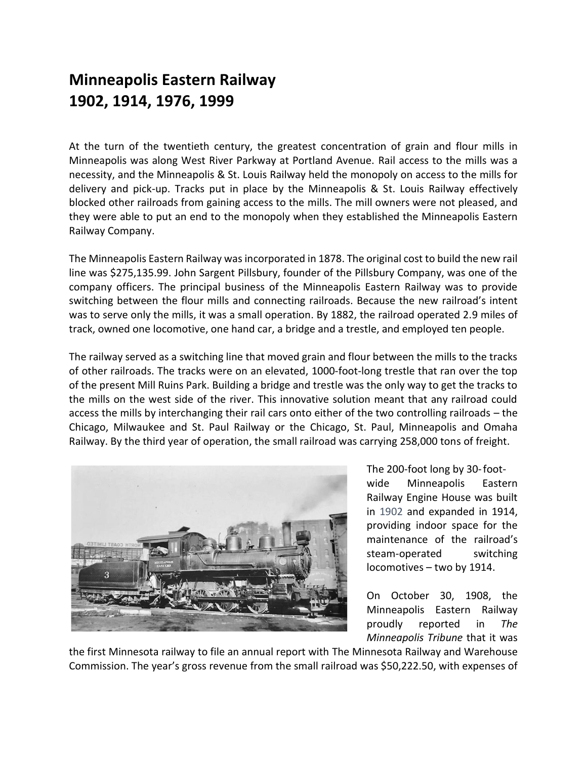# Minneapolis Eastern Railway
# 1902, 1914, 1976, 1999

At the turn of the twentieth century, the greatest concentration of grain and flour mills in Minneapolis was along West River Parkway at Portland Avenue. Rail access to the mills was a necessity, and the Minneapolis & St. Louis Railway held the monopoly on access to the mills for delivery and pick-up. Tracks put in place by the Minneapolis & St. Louis Railway effectively blocked other railroads from gaining access to the mills. The mill owners were not pleased, and they were able to put an end to the monopoly when they established the Minneapolis Eastern Railway Company.

The Minneapolis Eastern Railway was incorporated in 1878. The original cost to build the new rail line was $275,135.99. John Sargent Pillsbury, founder of the Pillsbury Company, was one of the company officers. The principal business of the Minneapolis Eastern Railway was to provide switching between the flour mills and connecting railroads. Because the new railroad's intent was to serve only the mills, it was a small operation. By 1882, the railroad operated 2.9 miles of track, owned one locomotive, one hand car, a bridge and a trestle, and employed ten people.

The railway served as a switching line that moved grain and flour between the mills to the tracks of other railroads. The tracks were on an elevated, 1000-foot-long trestle that ran over the top of the present Mill Ruins Park. Building a bridge and trestle was the only way to get the tracks to the mills on the west side of the river. This innovative solution meant that any railroad could access the mills by interchanging their rail cars onto either of the two controlling railroads – the Chicago, Milwaukee and St. Paul Railway or the Chicago, St. Paul, Minneapolis and Omaha Railway. By the third year of operation, the small railroad was carrying 258,000 tons of freight.

The 200-foot long by 30-foot-wide Minneapolis Eastern Railway Engine House was built in 1902 and expanded in 1914, providing indoor space for the maintenance of the railroad's steam-operated switching locomotives – two by 1914.

On October 30, 1908, the Minneapolis Eastern Railway proudly reported in *The Minneapolis Tribune* that it was the first Minnesota railway to file an annual report with The Minnesota Railway and Warehouse Commission. The year's gross revenue from the small railroad was $50,222.50, with expenses of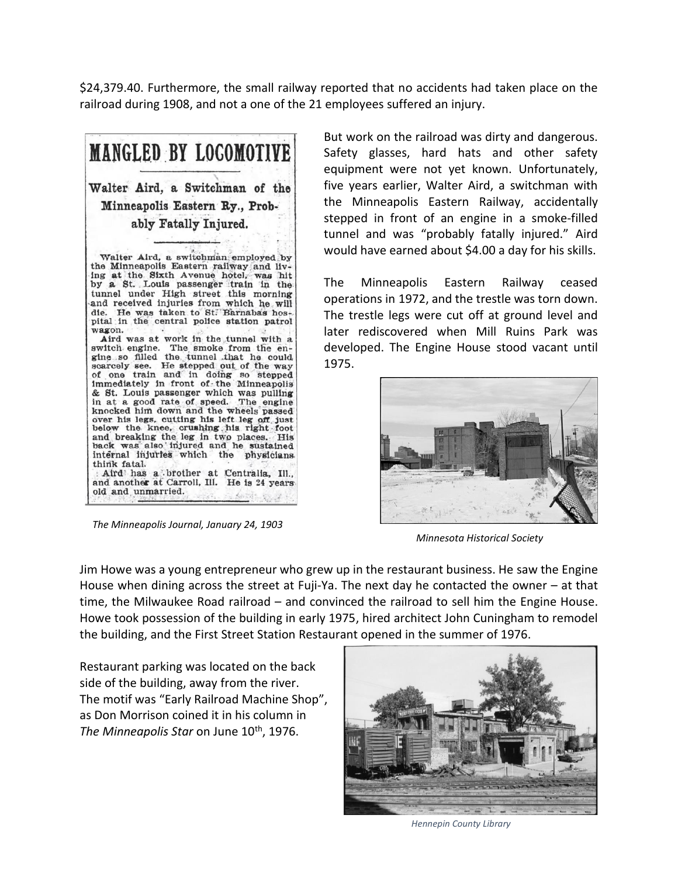$24,379.40. Furthermore, the small railway reported that no accidents had taken place on the railroad during 1908, and not a one of the 21 employees suffered an injury.

**MANGLED BY LOCOMOTIVE**

**Walter Aird, a Switchman of the Minneapolis Eastern Ry., Probably Fatally Injured.**

Walter Aird, a switchman employed by the Minneapolis Eastern railway and living at the Sixth Avenue hotel, was hit by a St. Louis passenger train in the tunnel under High street this morning and received injuries from which he will die. He was taken to St. Barnabas hospital in the central police station patrol wagon.

Aird was at work in the tunnel with a switch engine. The smoke from the engine so filled the tunnel that he could scarcely see. He stepped out of the way of one train and in doing so stepped immediately in front of the Minneapolis & St. Louis passenger which was pulling in at a good rate of speed. The engine knocked him down and the wheels passed over his legs, cutting his left leg off just below the knee, crushing his right foot and breaking the leg in two places. His back was also injured and he sustained internal injuries which the physicians think fatal.

Aird has a brother at Centralia, Ill., and another at Carroll, Ill. He is 24 years old and unmarried.

*The Minneapolis Journal, January 24, 1903*

But work on the railroad was dirty and dangerous. Safety glasses, hard hats and other safety equipment were not yet known. Unfortunately, five years earlier, Walter Aird, a switchman with the Minneapolis Eastern Railway, accidentally stepped in front of an engine in a smoke-filled tunnel and was "probably fatally injured." Aird would have earned about $4.00 a day for his skills.

The Minneapolis Eastern Railway ceased operations in 1972, and the trestle was torn down. The trestle legs were cut off at ground level and later rediscovered when Mill Ruins Park was developed. The Engine House stood vacant until 1975.

*Minnesota Historical Society*

Jim Howe was a young entrepreneur who grew up in the restaurant business. He saw the Engine House when dining across the street at Fuji-Ya. The next day he contacted the owner – at that time, the Milwaukee Road railroad – and convinced the railroad to sell him the Engine House. Howe took possession of the building in early 1975, hired architect John Cuningham to remodel the building, and the First Street Station Restaurant opened in the summer of 1976.

Restaurant parking was located on the back side of the building, away from the river. The motif was "Early Railroad Machine Shop", as Don Morrison coined it in his column in *The Minneapolis Star* on June 10th, 1976.

*Hennepin County Library*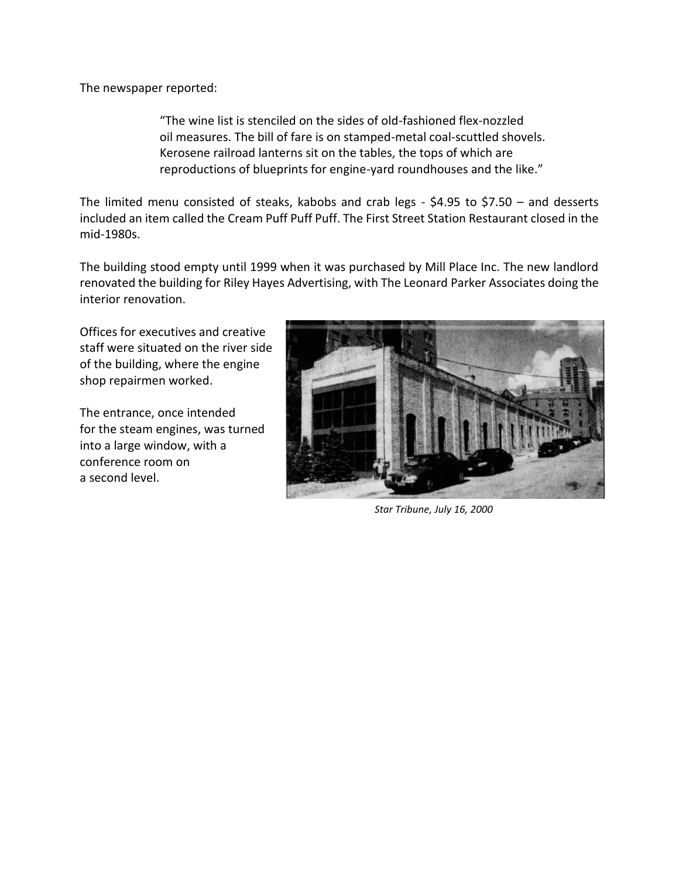The newspaper reported:

> "The wine list is stenciled on the sides of old-fashioned flex-nozzled oil measures. The bill of fare is on stamped-metal coal-scuttled shovels. Kerosene railroad lanterns sit on the tables, the tops of which are reproductions of blueprints for engine-yard roundhouses and the like."

The limited menu consisted of steaks, kabobs and crab legs - $4.95 to $7.50 – and desserts included an item called the Cream Puff Puff Puff. The First Street Station Restaurant closed in the mid-1980s.

The building stood empty until 1999 when it was purchased by Mill Place Inc. The new landlord renovated the building for Riley Hayes Advertising, with The Leonard Parker Associates doing the interior renovation.

Offices for executives and creative staff were situated on the river side of the building, where the engine shop repairmen worked.

The entrance, once intended for the steam engines, was turned into a large window, with a conference room on a second level.

*Star Tribune, July 16, 2000*